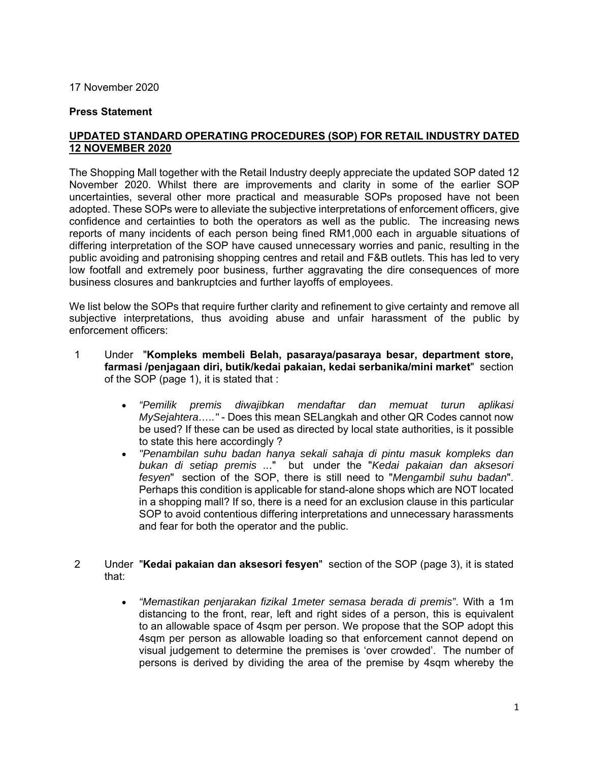17 November 2020

**Press Statement**

**UPDATED STANDARD OPERATING PROCEDURES (SOP) FOR RETAIL INDUSTRY DATED 12 NOVEMBER 2020**

The Shopping Mall together with the Retail Industry deeply appreciate the updated SOP dated 12 November 2020. Whilst there are improvements and clarity in some of the earlier SOP uncertainties, several other more practical and measurable SOPs proposed have not been adopted. These SOPs were to alleviate the subjective interpretations of enforcement officers, give confidence and certainties to both the operators as well as the public. The increasing news reports of many incidents of each person being fined RM1,000 each in arguable situations of differing interpretation of the SOP have caused unnecessary worries and panic, resulting in the public avoiding and patronising shopping centres and retail and F&B outlets. This has led to very low footfall and extremely poor business, further aggravating the dire consequences of more business closures and bankruptcies and further layoffs of employees.

We list below the SOPs that require further clarity and refinement to give certainty and remove all subjective interpretations, thus avoiding abuse and unfair harassment of the public by enforcement officers:

1. Under "**Kompleks membeli Belah, pasaraya/pasaraya besar, department store, farmasi /penjagaan diri, butik/kedai pakaian, kedai serbanika/mini market**" section of the SOP (page 1), it is stated that :

   - *"Pemilik premis diwajibkan mendaftar dan memuat turun aplikasi MySejahtera….."* - Does this mean SELangkah and other QR Codes cannot now be used? If these can be used as directed by local state authorities, is it possible to state this here accordingly ?
   - *"Penambilan suhu badan hanya sekali sahaja di pintu masuk kompleks dan bukan di setiap premis ...*" but under the "*Kedai pakaian dan aksesori fesyen*" section of the SOP, there is still need to "*Mengambil suhu badan*". Perhaps this condition is applicable for stand-alone shops which are NOT located in a shopping mall? If so, there is a need for an exclusion clause in this particular SOP to avoid contentious differing interpretations and unnecessary harassments and fear for both the operator and the public.

2. Under "**Kedai pakaian dan aksesori fesyen**" section of the SOP (page 3), it is stated that:

   - *"Memastikan penjarakan fizikal 1meter semasa berada di premis"*. With a 1m distancing to the front, rear, left and right sides of a person, this is equivalent to an allowable space of 4sqm per person. We propose that the SOP adopt this 4sqm per person as allowable loading so that enforcement cannot depend on visual judgement to determine the premises is 'over crowded'. The number of persons is derived by dividing the area of the premise by 4sqm whereby the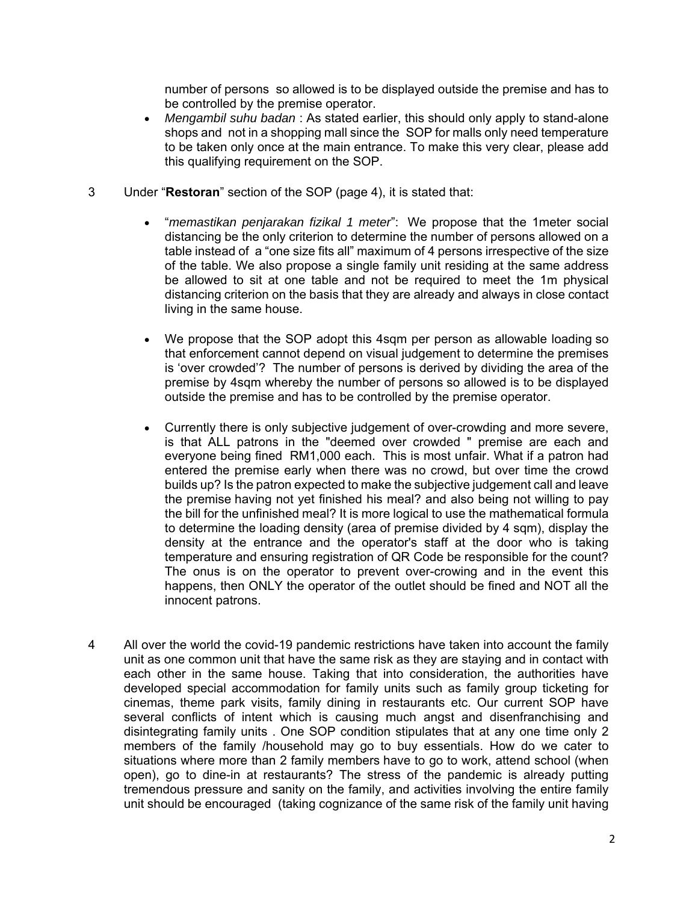number of persons so allowed is to be displayed outside the premise and has to be controlled by the premise operator.

- *Mengambil suhu badan* : As stated earlier, this should only apply to stand-alone shops and not in a shopping mall since the SOP for malls only need temperature to be taken only once at the main entrance. To make this very clear, please add this qualifying requirement on the SOP.

3 Under "**Restoran**" section of the SOP (page 4), it is stated that:

- "*memastikan penjarakan fizikal 1 meter*": We propose that the 1meter social distancing be the only criterion to determine the number of persons allowed on a table instead of a "one size fits all" maximum of 4 persons irrespective of the size of the table. We also propose a single family unit residing at the same address be allowed to sit at one table and not be required to meet the 1m physical distancing criterion on the basis that they are already and always in close contact living in the same house.

- We propose that the SOP adopt this 4sqm per person as allowable loading so that enforcement cannot depend on visual judgement to determine the premises is 'over crowded'? The number of persons is derived by dividing the area of the premise by 4sqm whereby the number of persons so allowed is to be displayed outside the premise and has to be controlled by the premise operator.

- Currently there is only subjective judgement of over-crowding and more severe, is that ALL patrons in the "deemed over crowded " premise are each and everyone being fined RM1,000 each. This is most unfair. What if a patron had entered the premise early when there was no crowd, but over time the crowd builds up? Is the patron expected to make the subjective judgement call and leave the premise having not yet finished his meal? and also being not willing to pay the bill for the unfinished meal? It is more logical to use the mathematical formula to determine the loading density (area of premise divided by 4 sqm), display the density at the entrance and the operator's staff at the door who is taking temperature and ensuring registration of QR Code be responsible for the count? The onus is on the operator to prevent over-crowing and in the event this happens, then ONLY the operator of the outlet should be fined and NOT all the innocent patrons.

4 All over the world the covid-19 pandemic restrictions have taken into account the family unit as one common unit that have the same risk as they are staying and in contact with each other in the same house. Taking that into consideration, the authorities have developed special accommodation for family units such as family group ticketing for cinemas, theme park visits, family dining in restaurants etc. Our current SOP have several conflicts of intent which is causing much angst and disenfranchising and disintegrating family units . One SOP condition stipulates that at any one time only 2 members of the family /household may go to buy essentials. How do we cater to situations where more than 2 family members have to go to work, attend school (when open), go to dine-in at restaurants? The stress of the pandemic is already putting tremendous pressure and sanity on the family, and activities involving the entire family unit should be encouraged (taking cognizance of the same risk of the family unit having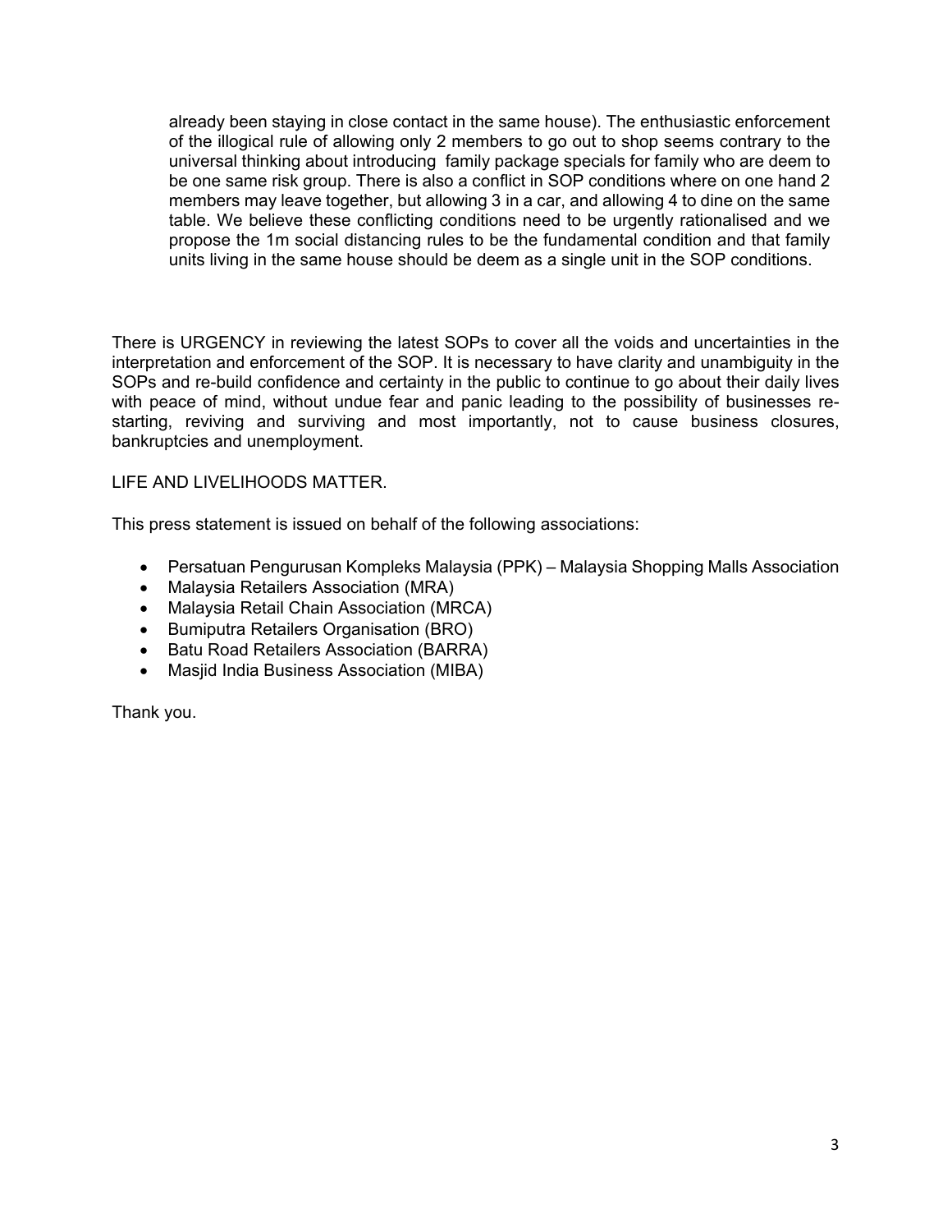already been staying in close contact in the same house). The enthusiastic enforcement of the illogical rule of allowing only 2 members to go out to shop seems contrary to the universal thinking about introducing family package specials for family who are deem to be one same risk group. There is also a conflict in SOP conditions where on one hand 2 members may leave together, but allowing 3 in a car, and allowing 4 to dine on the same table. We believe these conflicting conditions need to be urgently rationalised and we propose the 1m social distancing rules to be the fundamental condition and that family units living in the same house should be deem as a single unit in the SOP conditions.

There is URGENCY in reviewing the latest SOPs to cover all the voids and uncertainties in the interpretation and enforcement of the SOP. It is necessary to have clarity and unambiguity in the SOPs and re-build confidence and certainty in the public to continue to go about their daily lives with peace of mind, without undue fear and panic leading to the possibility of businesses re-starting, reviving and surviving and most importantly, not to cause business closures, bankruptcies and unemployment.

LIFE AND LIVELIHOODS MATTER.

This press statement is issued on behalf of the following associations:

- Persatuan Pengurusan Kompleks Malaysia (PPK) – Malaysia Shopping Malls Association
- Malaysia Retailers Association (MRA)
- Malaysia Retail Chain Association (MRCA)
- Bumiputra Retailers Organisation (BRO)
- Batu Road Retailers Association (BARRA)
- Masjid India Business Association (MIBA)

Thank you.